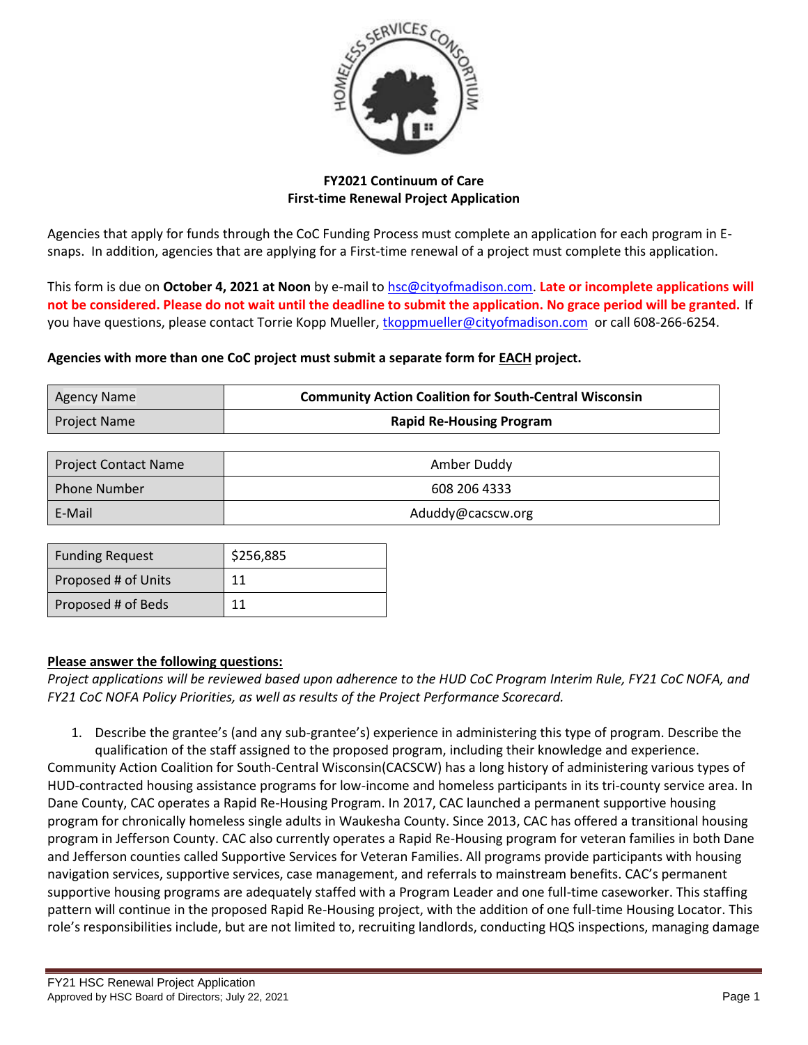**FY2021 Continuum of Care**
**First-time Renewal Project Application**

Agencies that apply for funds through the CoC Funding Process must complete an application for each program in E-snaps. In addition, agencies that are applying for a First-time renewal of a project must complete this application.

This form is due on **October 4, 2021 at Noon** by e-mail to hsc@cityofmadison.com. **Late or incomplete applications will not be considered. Please do not wait until the deadline to submit the application. No grace period will be granted.** If you have questions, please contact Torrie Kopp Mueller, tkoppmueller@cityofmadison.com or call 608-266-6254.

**Agencies with more than one CoC project must submit a separate form for EACH project.**

| | |
|---|---|
| Agency Name | **Community Action Coalition for South-Central Wisconsin** |
| Project Name | **Rapid Re-Housing Program** |

| | |
|---|---|
| Project Contact Name | Amber Duddy |
| Phone Number | 608 206 4333 |
| E-Mail | Aduddy@cacscw.org |

| | |
|---|---|
| Funding Request | $256,885 |
| Proposed # of Units | 11 |
| Proposed # of Beds | 11 |

**Please answer the following questions:**

*Project applications will be reviewed based upon adherence to the HUD CoC Program Interim Rule, FY21 CoC NOFA, and FY21 CoC NOFA Policy Priorities, as well as results of the Project Performance Scorecard.*

1. Describe the grantee's (and any sub-grantee's) experience in administering this type of program. Describe the qualification of the staff assigned to the proposed program, including their knowledge and experience.

Community Action Coalition for South-Central Wisconsin(CACSCW) has a long history of administering various types of HUD-contracted housing assistance programs for low-income and homeless participants in its tri-county service area. In Dane County, CAC operates a Rapid Re-Housing Program. In 2017, CAC launched a permanent supportive housing program for chronically homeless single adults in Waukesha County. Since 2013, CAC has offered a transitional housing program in Jefferson County. CAC also currently operates a Rapid Re-Housing program for veteran families in both Dane and Jefferson counties called Supportive Services for Veteran Families. All programs provide participants with housing navigation services, supportive services, case management, and referrals to mainstream benefits. CAC's permanent supportive housing programs are adequately staffed with a Program Leader and one full-time caseworker. This staffing pattern will continue in the proposed Rapid Re-Housing project, with the addition of one full-time Housing Locator. This role's responsibilities include, but are not limited to, recruiting landlords, conducting HQS inspections, managing damage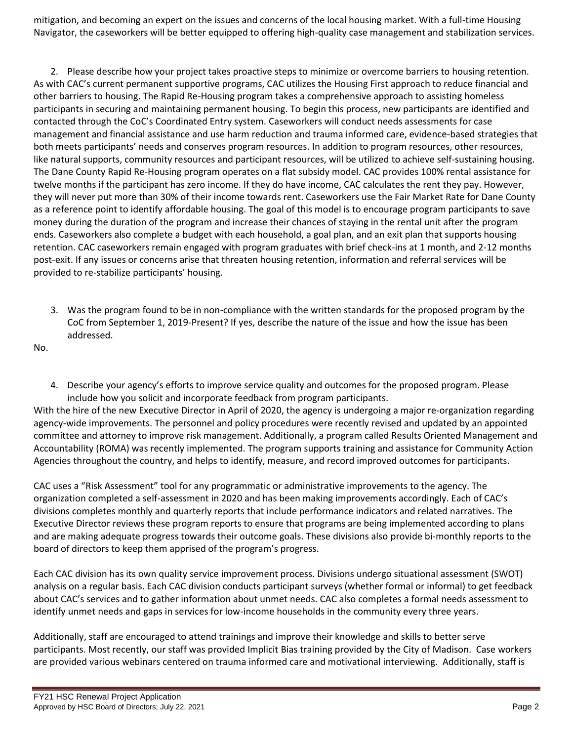mitigation, and becoming an expert on the issues and concerns of the local housing market. With a full-time Housing Navigator, the caseworkers will be better equipped to offering high-quality case management and stabilization services.

2. Please describe how your project takes proactive steps to minimize or overcome barriers to housing retention.

As with CAC's current permanent supportive programs, CAC utilizes the Housing First approach to reduce financial and other barriers to housing. The Rapid Re-Housing program takes a comprehensive approach to assisting homeless participants in securing and maintaining permanent housing. To begin this process, new participants are identified and contacted through the CoC's Coordinated Entry system. Caseworkers will conduct needs assessments for case management and financial assistance and use harm reduction and trauma informed care, evidence-based strategies that both meets participants' needs and conserves program resources. In addition to program resources, other resources, like natural supports, community resources and participant resources, will be utilized to achieve self-sustaining housing. The Dane County Rapid Re-Housing program operates on a flat subsidy model. CAC provides 100% rental assistance for twelve months if the participant has zero income. If they do have income, CAC calculates the rent they pay. However, they will never put more than 30% of their income towards rent. Caseworkers use the Fair Market Rate for Dane County as a reference point to identify affordable housing. The goal of this model is to encourage program participants to save money during the duration of the program and increase their chances of staying in the rental unit after the program ends. Caseworkers also complete a budget with each household, a goal plan, and an exit plan that supports housing retention. CAC caseworkers remain engaged with program graduates with brief check-ins at 1 month, and 2-12 months post-exit. If any issues or concerns arise that threaten housing retention, information and referral services will be provided to re-stabilize participants' housing.

3. Was the program found to be in non-compliance with the written standards for the proposed program by the CoC from September 1, 2019-Present? If yes, describe the nature of the issue and how the issue has been addressed.

No.

4. Describe your agency's efforts to improve service quality and outcomes for the proposed program. Please include how you solicit and incorporate feedback from program participants.

With the hire of the new Executive Director in April of 2020, the agency is undergoing a major re-organization regarding agency-wide improvements. The personnel and policy procedures were recently revised and updated by an appointed committee and attorney to improve risk management. Additionally, a program called Results Oriented Management and Accountability (ROMA) was recently implemented. The program supports training and assistance for Community Action Agencies throughout the country, and helps to identify, measure, and record improved outcomes for participants.

CAC uses a "Risk Assessment" tool for any programmatic or administrative improvements to the agency. The organization completed a self-assessment in 2020 and has been making improvements accordingly. Each of CAC's divisions completes monthly and quarterly reports that include performance indicators and related narratives. The Executive Director reviews these program reports to ensure that programs are being implemented according to plans and are making adequate progress towards their outcome goals. These divisions also provide bi-monthly reports to the board of directors to keep them apprised of the program's progress.

Each CAC division has its own quality service improvement process. Divisions undergo situational assessment (SWOT) analysis on a regular basis. Each CAC division conducts participant surveys (whether formal or informal) to get feedback about CAC's services and to gather information about unmet needs. CAC also completes a formal needs assessment to identify unmet needs and gaps in services for low-income households in the community every three years.

Additionally, staff are encouraged to attend trainings and improve their knowledge and skills to better serve participants. Most recently, our staff was provided Implicit Bias training provided by the City of Madison. Case workers are provided various webinars centered on trauma informed care and motivational interviewing. Additionally, staff is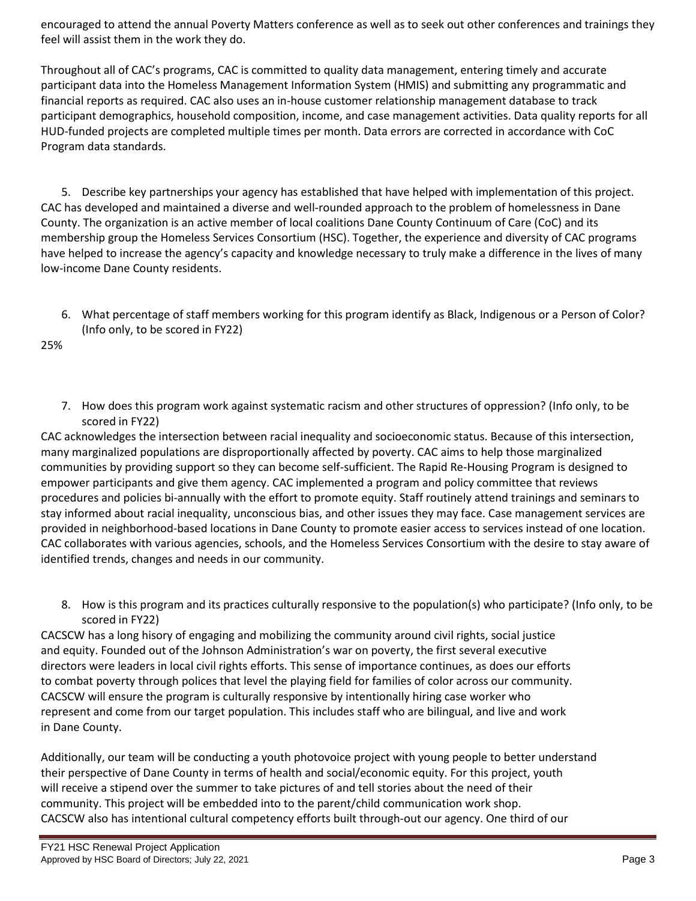encouraged to attend the annual Poverty Matters conference as well as to seek out other conferences and trainings they feel will assist them in the work they do.

Throughout all of CAC's programs, CAC is committed to quality data management, entering timely and accurate participant data into the Homeless Management Information System (HMIS) and submitting any programmatic and financial reports as required. CAC also uses an in-house customer relationship management database to track participant demographics, household composition, income, and case management activities. Data quality reports for all HUD-funded projects are completed multiple times per month. Data errors are corrected in accordance with CoC Program data standards.

5. Describe key partnerships your agency has established that have helped with implementation of this project.

CAC has developed and maintained a diverse and well-rounded approach to the problem of homelessness in Dane County. The organization is an active member of local coalitions Dane County Continuum of Care (CoC) and its membership group the Homeless Services Consortium (HSC). Together, the experience and diversity of CAC programs have helped to increase the agency's capacity and knowledge necessary to truly make a difference in the lives of many low-income Dane County residents.

6. What percentage of staff members working for this program identify as Black, Indigenous or a Person of Color? (Info only, to be scored in FY22)

25%

7. How does this program work against systematic racism and other structures of oppression? (Info only, to be scored in FY22)

CAC acknowledges the intersection between racial inequality and socioeconomic status. Because of this intersection, many marginalized populations are disproportionally affected by poverty. CAC aims to help those marginalized communities by providing support so they can become self-sufficient. The Rapid Re-Housing Program is designed to empower participants and give them agency. CAC implemented a program and policy committee that reviews procedures and policies bi-annually with the effort to promote equity. Staff routinely attend trainings and seminars to stay informed about racial inequality, unconscious bias, and other issues they may face. Case management services are provided in neighborhood-based locations in Dane County to promote easier access to services instead of one location. CAC collaborates with various agencies, schools, and the Homeless Services Consortium with the desire to stay aware of identified trends, changes and needs in our community.

8. How is this program and its practices culturally responsive to the population(s) who participate? (Info only, to be scored in FY22)

CACSCW has a long hisory of engaging and mobilizing the community around civil rights, social justice and equity. Founded out of the Johnson Administration's war on poverty, the first several executive directors were leaders in local civil rights efforts. This sense of importance continues, as does our efforts to combat poverty through polices that level the playing field for families of color across our community. CACSCW will ensure the program is culturally responsive by intentionally hiring case worker who represent and come from our target population. This includes staff who are bilingual, and live and work in Dane County.

Additionally, our team will be conducting a youth photovoice project with young people to better understand their perspective of Dane County in terms of health and social/economic equity. For this project, youth will receive a stipend over the summer to take pictures of and tell stories about the need of their community. This project will be embedded into to the parent/child communication work shop. CACSCW also has intentional cultural competency efforts built through-out our agency. One third of our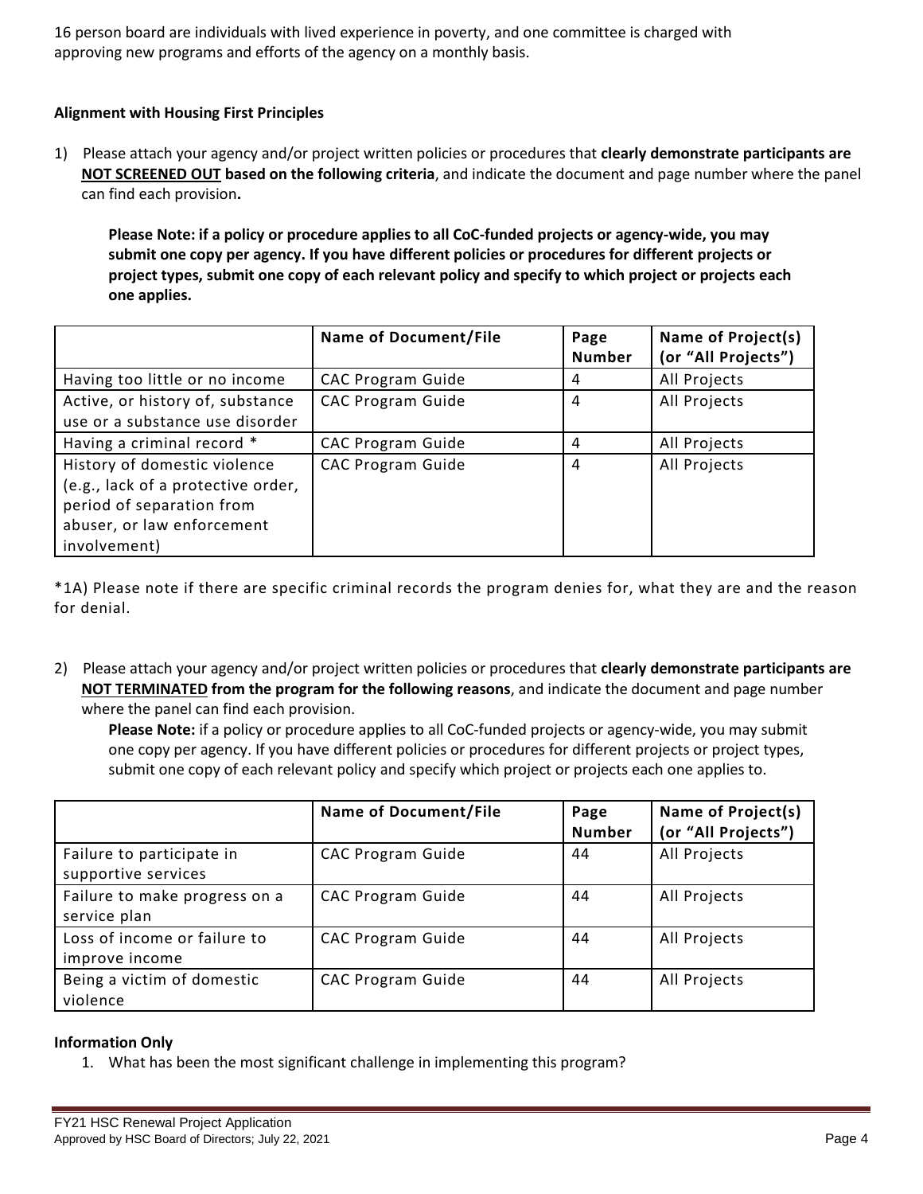16 person board are individuals with lived experience in poverty, and one committee is charged with approving new programs and efforts of the agency on a monthly basis.

**Alignment with Housing First Principles**

1) Please attach your agency and/or project written policies or procedures that **clearly demonstrate participants are <u>NOT SCREENED OUT</u> based on the following criteria**, and indicate the document and page number where the panel can find each provision**.**

   **Please Note: if a policy or procedure applies to all CoC-funded projects or agency-wide, you may submit one copy per agency. If you have different policies or procedures for different projects or project types, submit one copy of each relevant policy and specify to which project or projects each one applies.**

| | Name of Document/File | Page Number | Name of Project(s) (or "All Projects") |
|---|---|---|---|
| Having too little or no income | CAC Program Guide | 4 | All Projects |
| Active, or history of, substance use or a substance use disorder | CAC Program Guide | 4 | All Projects |
| Having a criminal record * | CAC Program Guide | 4 | All Projects |
| History of domestic violence (e.g., lack of a protective order, period of separation from abuser, or law enforcement involvement) | CAC Program Guide | 4 | All Projects |

*1A) Please note if there are specific criminal records the program denies for, what they are and the reason for denial.

2) Please attach your agency and/or project written policies or procedures that **clearly demonstrate participants are <u>NOT TERMINATED</u> from the program for the following reasons**, and indicate the document and page number where the panel can find each provision.

   **Please Note:** if a policy or procedure applies to all CoC-funded projects or agency-wide, you may submit one copy per agency. If you have different policies or procedures for different projects or project types, submit one copy of each relevant policy and specify which project or projects each one applies to.

| | Name of Document/File | Page Number | Name of Project(s) (or "All Projects") |
|---|---|---|---|
| Failure to participate in supportive services | CAC Program Guide | 44 | All Projects |
| Failure to make progress on a service plan | CAC Program Guide | 44 | All Projects |
| Loss of income or failure to improve income | CAC Program Guide | 44 | All Projects |
| Being a victim of domestic violence | CAC Program Guide | 44 | All Projects |

**Information Only**

1. What has been the most significant challenge in implementing this program?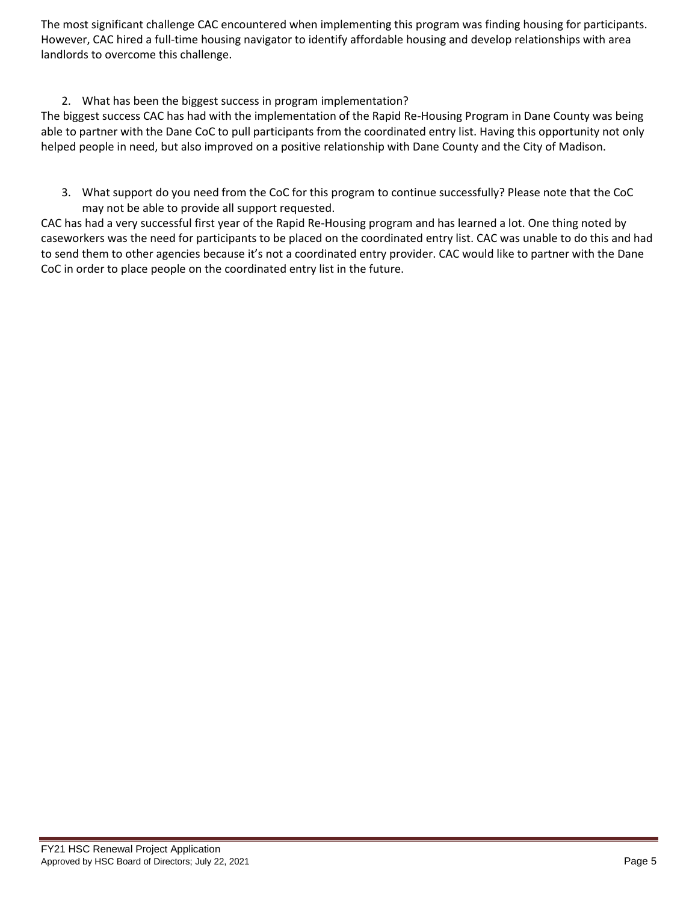The most significant challenge CAC encountered when implementing this program was finding housing for participants. However, CAC hired a full-time housing navigator to identify affordable housing and develop relationships with area landlords to overcome this challenge.

2. What has been the biggest success in program implementation?

The biggest success CAC has had with the implementation of the Rapid Re-Housing Program in Dane County was being able to partner with the Dane CoC to pull participants from the coordinated entry list. Having this opportunity not only helped people in need, but also improved on a positive relationship with Dane County and the City of Madison.

3. What support do you need from the CoC for this program to continue successfully? Please note that the CoC may not be able to provide all support requested.

CAC has had a very successful first year of the Rapid Re-Housing program and has learned a lot. One thing noted by caseworkers was the need for participants to be placed on the coordinated entry list. CAC was unable to do this and had to send them to other agencies because it's not a coordinated entry provider. CAC would like to partner with the Dane CoC in order to place people on the coordinated entry list in the future.